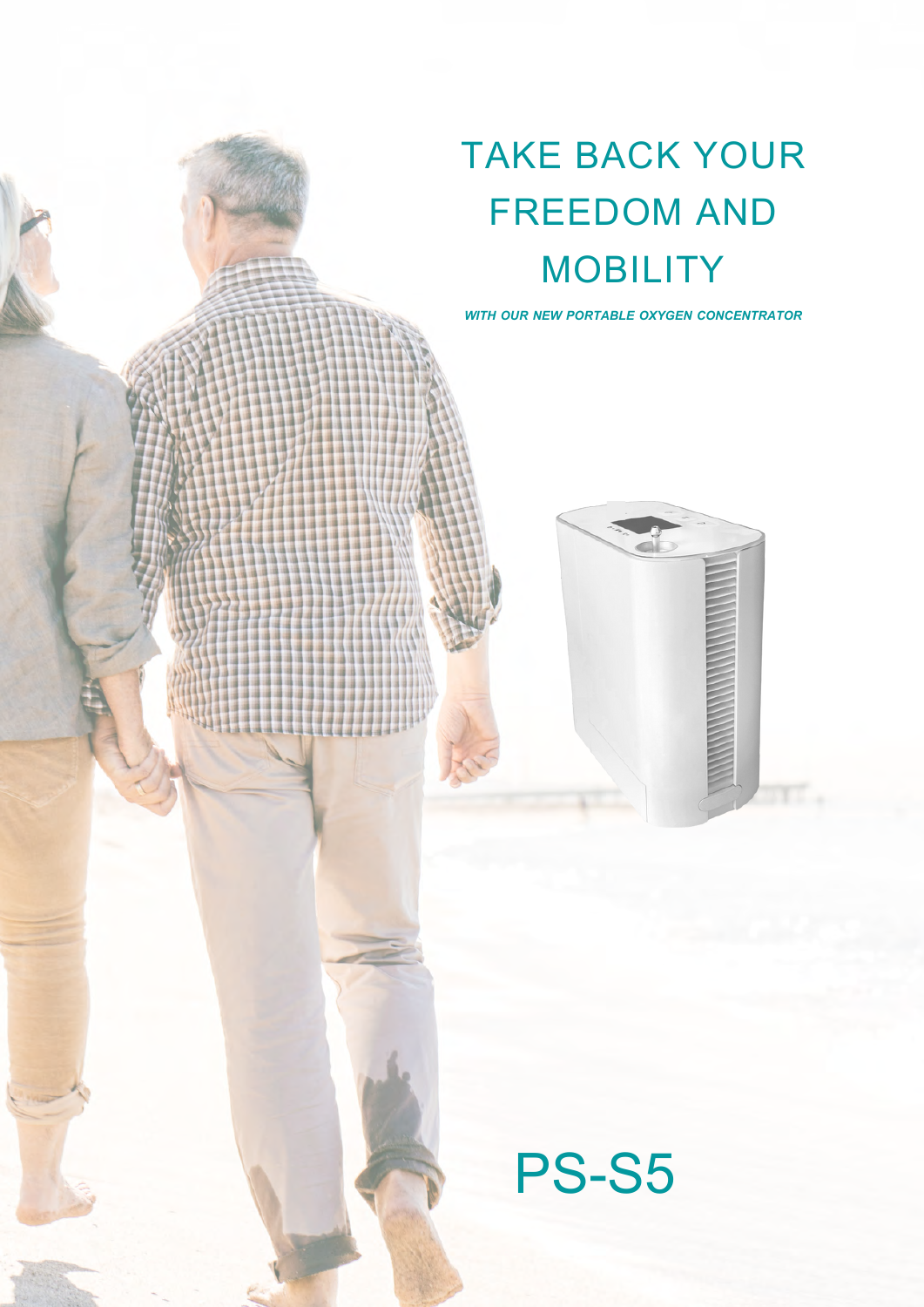# TAKE BACK YOUR FREEDOM AND MOBILITY

***WITH OUR NEW PORTABLE OXYGEN CONCENTRATOR***

# PS-S5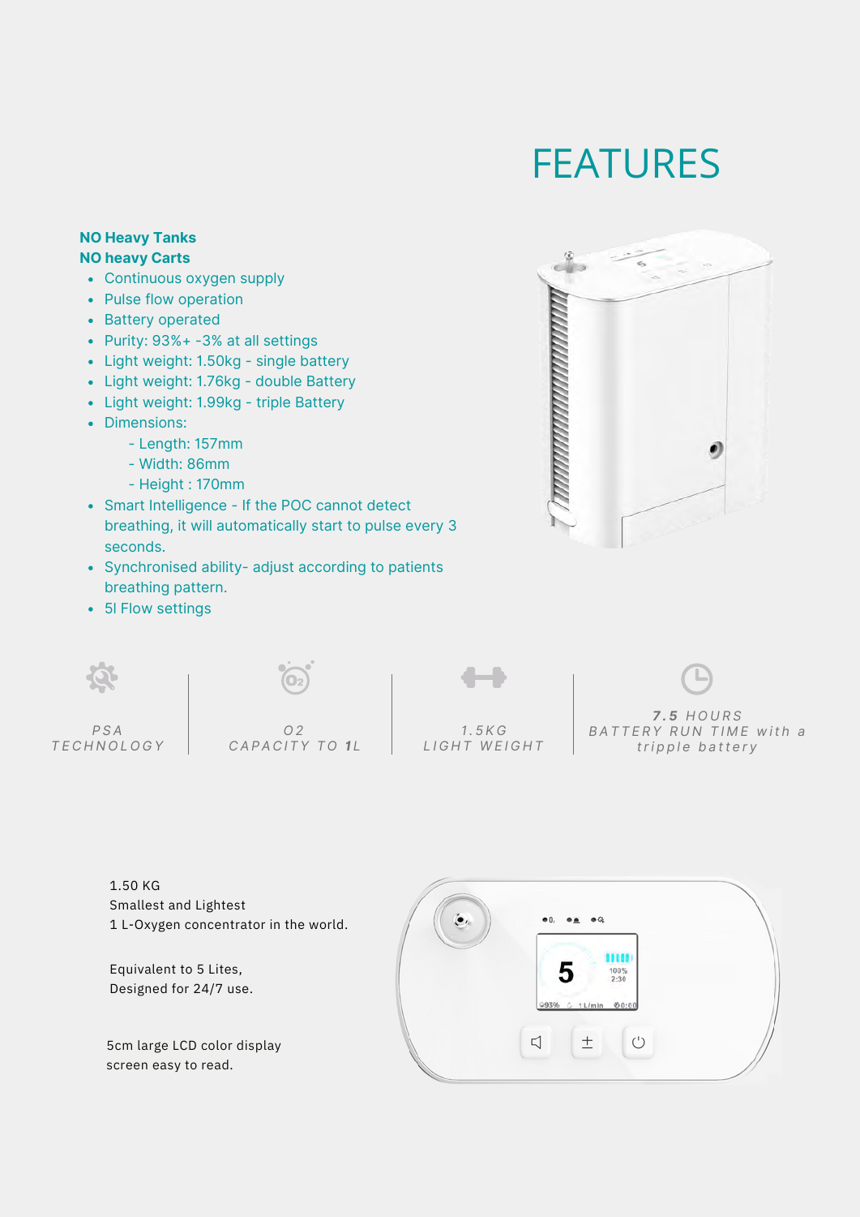# FEATURES

**NO Heavy Tanks**
**NO heavy Carts**

- Continuous oxygen supply
- Pulse flow operation
- Battery operated
- Purity: 93%+ -3% at all settings
- Light weight: 1.50kg - single battery
- Light weight: 1.76kg - double Battery
- Light weight: 1.99kg - triple Battery
- Dimensions:
  - Length: 157mm
  - Width: 86mm
  - Height : 170mm
- Smart Intelligence - If the POC cannot detect breathing, it will automatically start to pulse every 3 seconds.
- Synchronised ability- adjust according to patients breathing pattern.
- 5l Flow settings

PSA TECHNOLOGY

O2 CAPACITY TO **1**L

1.5KG LIGHT WEIGHT

**7.5** HOURS BATTERY RUN TIME with a tripple battery

1.50 KG
Smallest and Lightest
1 L-Oxygen concentrator in the world.

Equivalent to 5 Lites,
Designed for 24/7 use.

5cm large LCD color display screen easy to read.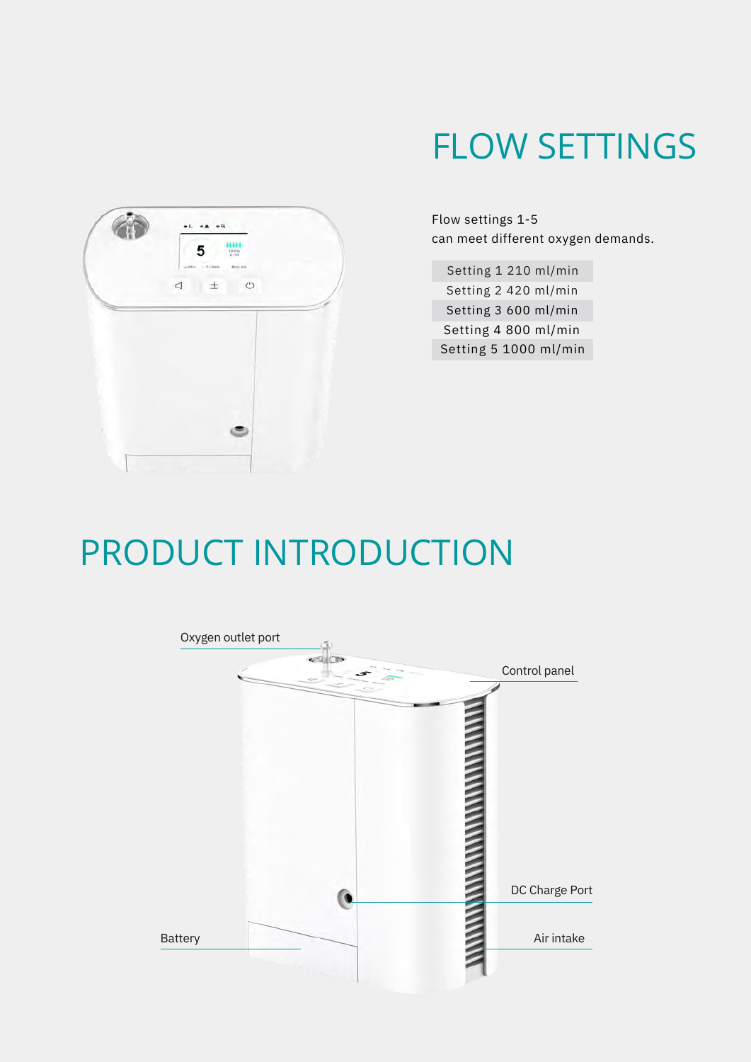# FLOW SETTINGS

Flow settings 1-5
can meet different oxygen demands.

| Setting | Flow |
|---|---|
| Setting 1 | 210 ml/min |
| Setting 2 | 420 ml/min |
| Setting 3 | 600 ml/min |
| Setting 4 | 800 ml/min |
| Setting 5 | 1000 ml/min |

# PRODUCT INTRODUCTION

Oxygen outlet port

Control panel

DC Charge Port

Battery

Air intake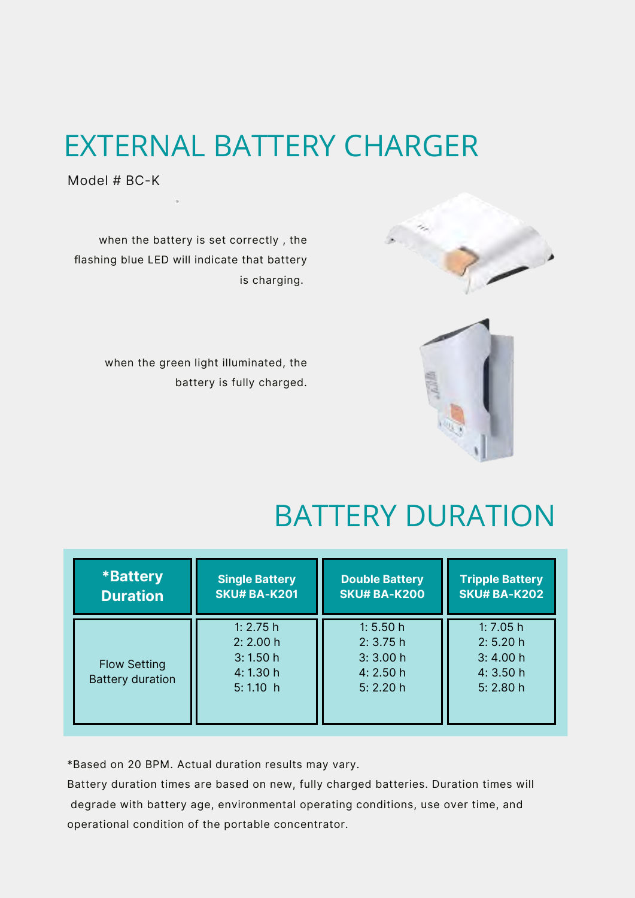# EXTERNAL BATTERY CHARGER

Model # BC-K

when the battery is set correctly , the flashing blue LED will indicate that battery is charging.

when the green light illuminated, the battery is fully charged.

# BATTERY DURATION

| *Battery Duration | Single Battery SKU# BA-K201 | Double Battery SKU# BA-K200 | Tripple Battery SKU# BA-K202 |
|---|---|---|---|
| Flow Setting Battery duration | 1: 2.75 h<br>2: 2.00 h<br>3: 1.50 h<br>4: 1.30 h<br>5: 1.10 h | 1: 5.50 h<br>2: 3.75 h<br>3: 3.00 h<br>4: 2.50 h<br>5: 2.20 h | 1: 7.05 h<br>2: 5.20 h<br>3: 4.00 h<br>4: 3.50 h<br>5: 2.80 h |

*Based on 20 BPM. Actual duration results may vary.

Battery duration times are based on new, fully charged batteries. Duration times will degrade with battery age, environmental operating conditions, use over time, and operational condition of the portable concentrator.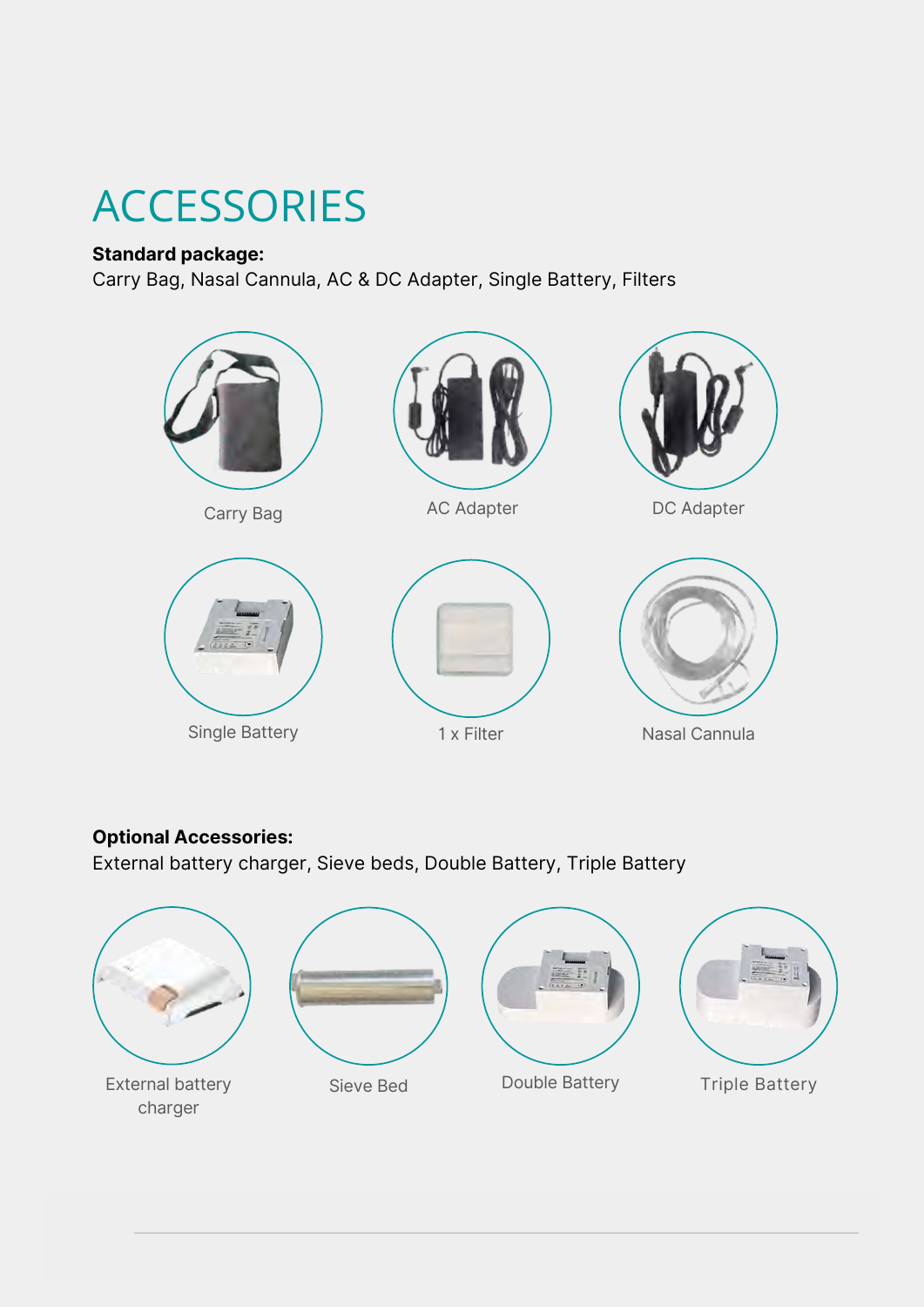# ACCESSORIES

**Standard package:**
Carry Bag, Nasal Cannula, AC & DC Adapter, Single Battery, Filters

Carry Bag

AC Adapter

DC Adapter

Single Battery

1 x Filter

Nasal Cannula

**Optional Accessories:**
External battery charger, Sieve beds, Double Battery, Triple Battery

External battery charger

Sieve Bed

Double Battery

Triple Battery